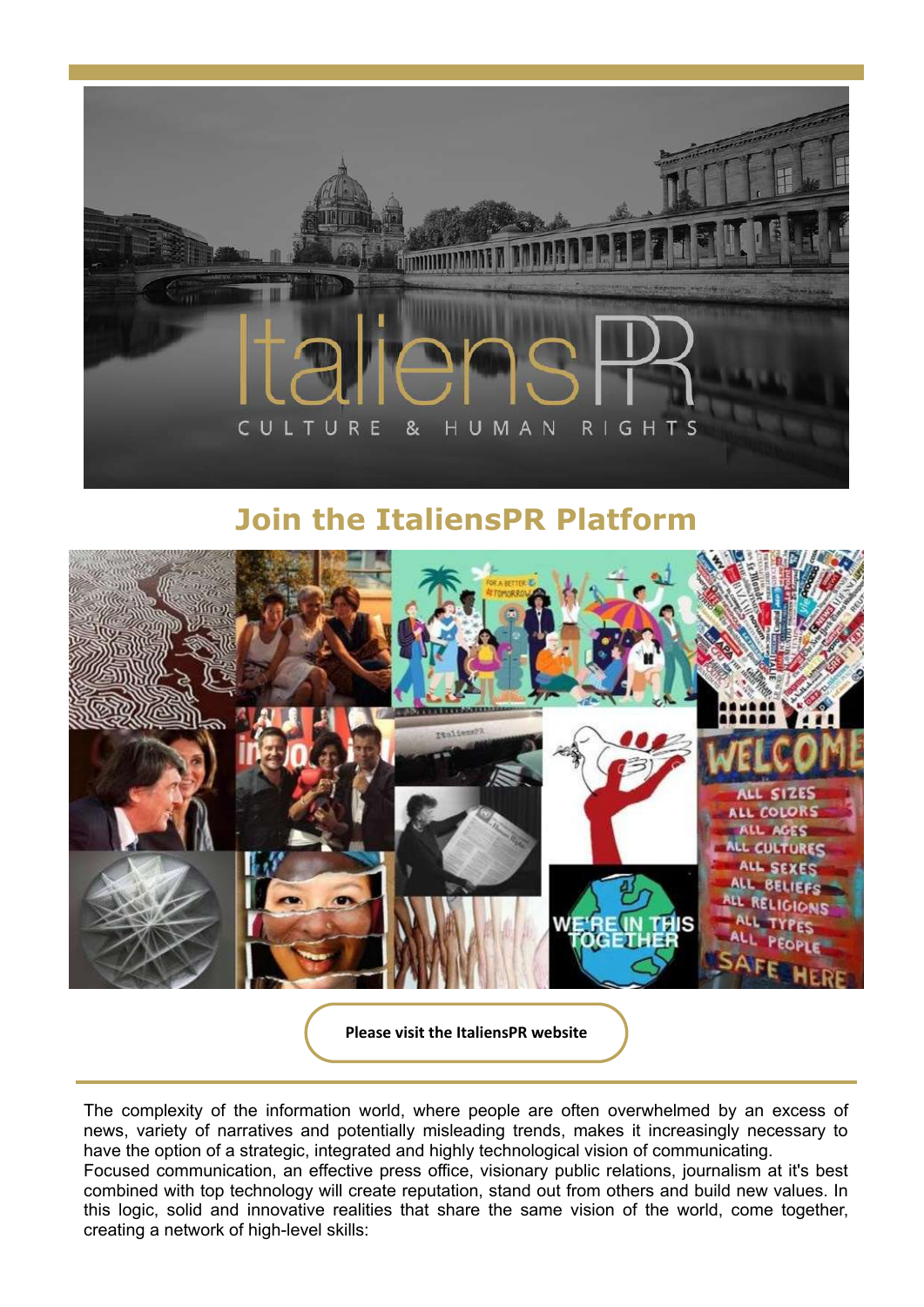# Join the ItaliensPR Platform

Please visit the ItaliensPR website

The complexity of the information world, where people are often overwhelmed by an excess of news, variety of narratives and potentially misleading trends, makes it increasingly necessary to have the option of a strategic, integrated and highly technological vision of communicating.
Focused communication, an effective press office, visionary public relations, journalism at it's best combined with top technology will create reputation, stand out from others and build new values. In this logic, solid and innovative realities that share the same vision of the world, come together, creating a network of high-level skills: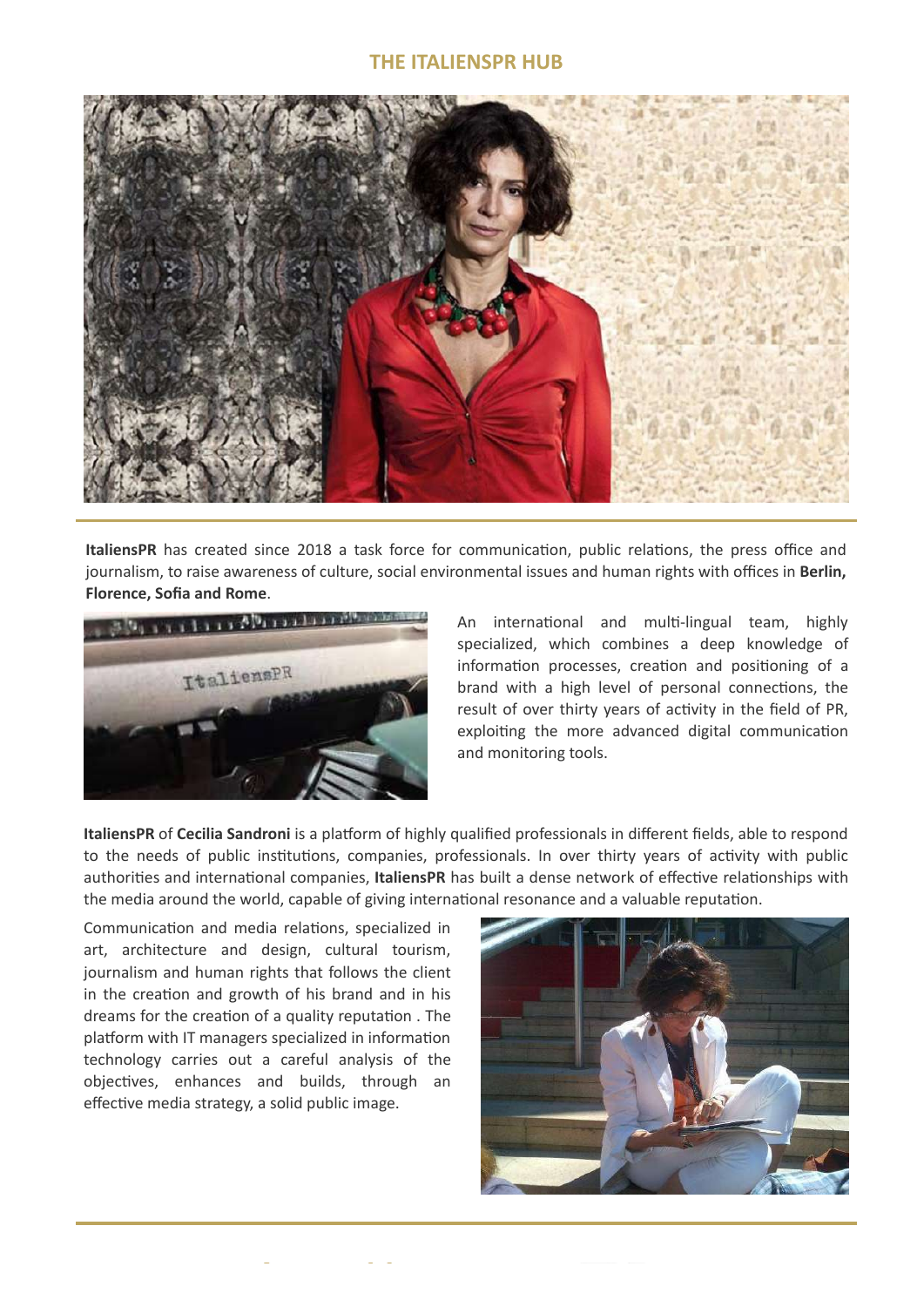# THE ITALIENSPR HUB

**ItaliensPR** has created since 2018 a task force for communication, public relations, the press office and journalism, to raise awareness of culture, social environmental issues and human rights with offices in **Berlin, Florence, Sofia and Rome**.

An international and multi-lingual team, highly specialized, which combines a deep knowledge of information processes, creation and positioning of a brand with a high level of personal connections, the result of over thirty years of activity in the field of PR, exploiting the more advanced digital communication and monitoring tools.

**ItaliensPR** of **Cecilia Sandroni** is a platform of highly qualified professionals in different fields, able to respond to the needs of public institutions, companies, professionals. In over thirty years of activity with public authorities and international companies, **ItaliensPR** has built a dense network of effective relationships with the media around the world, capable of giving international resonance and a valuable reputation.

Communication and media relations, specialized in art, architecture and design, cultural tourism, journalism and human rights that follows the client in the creation and growth of his brand and in his dreams for the creation of a quality reputation . The platform with IT managers specialized in information technology carries out a careful analysis of the objectives, enhances and builds, through an effective media strategy, a solid public image.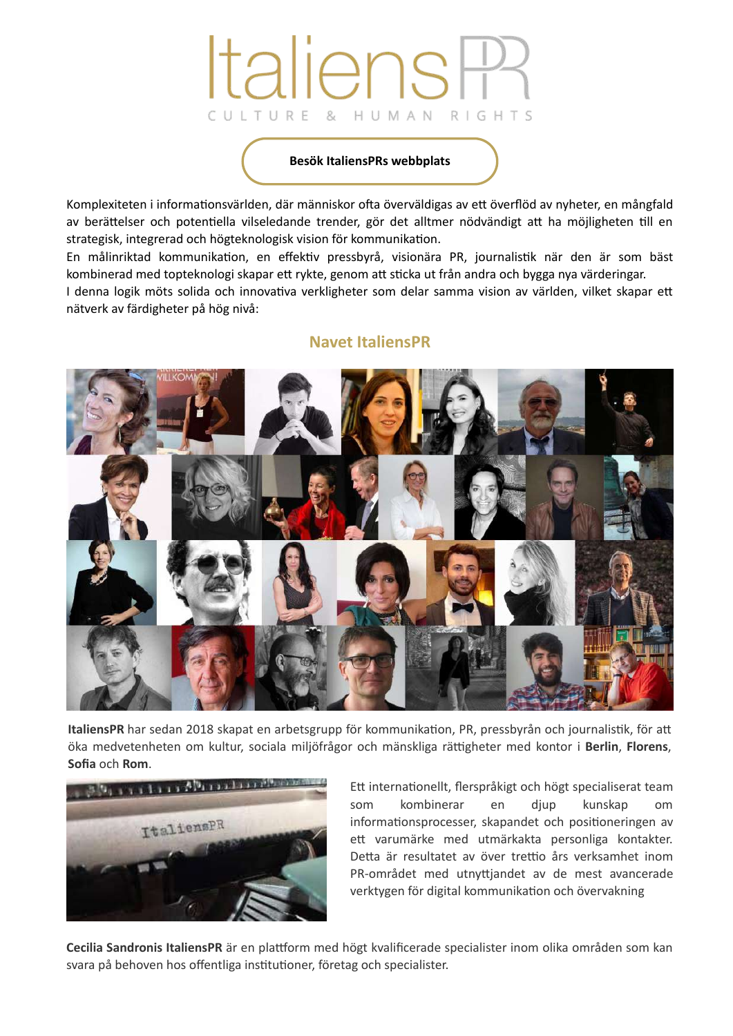# ItaliensPR

CULTURE & HUMAN RIGHTS

**Besök ItaliensPRs webbplats**

Komplexiteten i informationsvärlden, där människor ofta överväldigas av ett överflöd av nyheter, en mångfald av berättelser och potentiella vilseledande trender, gör det alltmer nödvändigt att ha möjligheten till en strategisk, integrerad och högteknologisk vision för kommunikation.
En målinriktad kommunikation, en effektiv pressbyrå, visionära PR, journalistik när den är som bäst kombinerad med topteknologi skapar ett rykte, genom att sticka ut från andra och bygga nya värderingar.
I denna logik möts solida och innovativa verkligheter som delar samma vision av världen, vilket skapar ett nätverk av färdigheter på hög nivå:

## Navet ItaliensPR

**ItaliensPR** har sedan 2018 skapat en arbetsgrupp för kommunikation, PR, pressbyrån och journalistik, för att öka medvetenheten om kultur, sociala miljöfrågor och mänskliga rättigheter med kontor i **Berlin**, **Florens**, **Sofia** och **Rom**.

Ett internationellt, flerspråkigt och högt specialiserat team som kombinerar en djup kunskap om informationsprocesser, skapandet och positioneringen av ett varumärke med utmärkakta personliga kontakter. Detta är resultatet av över trettio års verksamhet inom PR-området med utnyttjandet av de mest avancerade verktygen för digital kommunikation och övervakning

**Cecilia Sandronis ItaliensPR** är en plattform med högt kvalificerade specialister inom olika områden som kan svara på behoven hos offentliga institutioner, företag och specialister.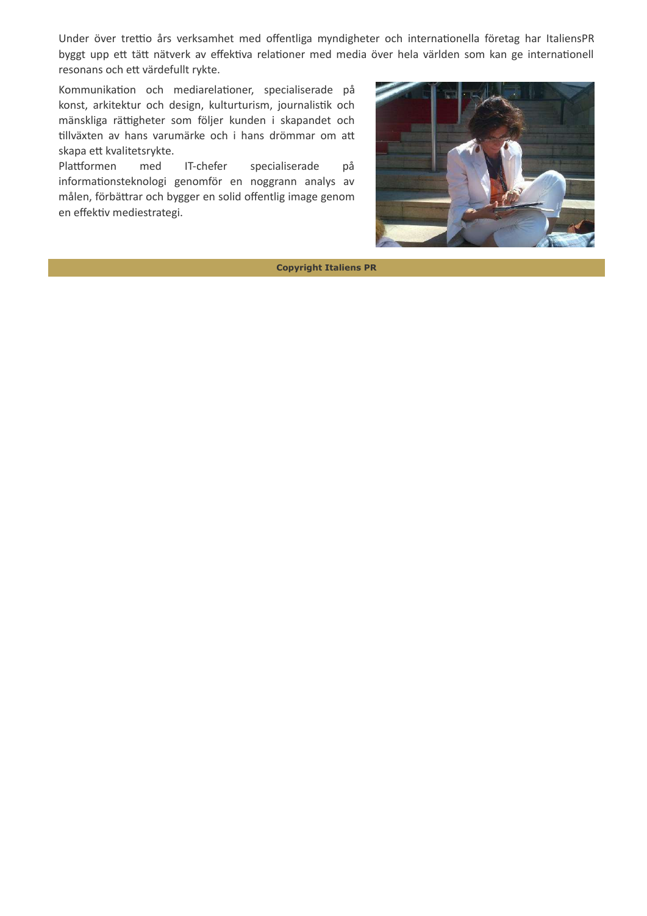Under över trettio års verksamhet med offentliga myndigheter och internationella företag har ItaliensPR byggt upp ett tätt nätverk av effektiva relationer med media över hela världen som kan ge internationell resonans och ett värdefullt rykte.

Kommunikation och mediarelationer, specialiserade på konst, arkitektur och design, kulturturism, journalistik och mänskliga rättigheter som följer kunden i skapandet och tillväxten av hans varumärke och i hans drömmar om att skapa ett kvalitetsrykte.
Plattformen med IT-chefer specialiserade på informationsteknologi genomför en noggrann analys av målen, förbättrar och bygger en solid offentlig image genom en effektiv mediestrategi.

**Copyright Italiens PR**